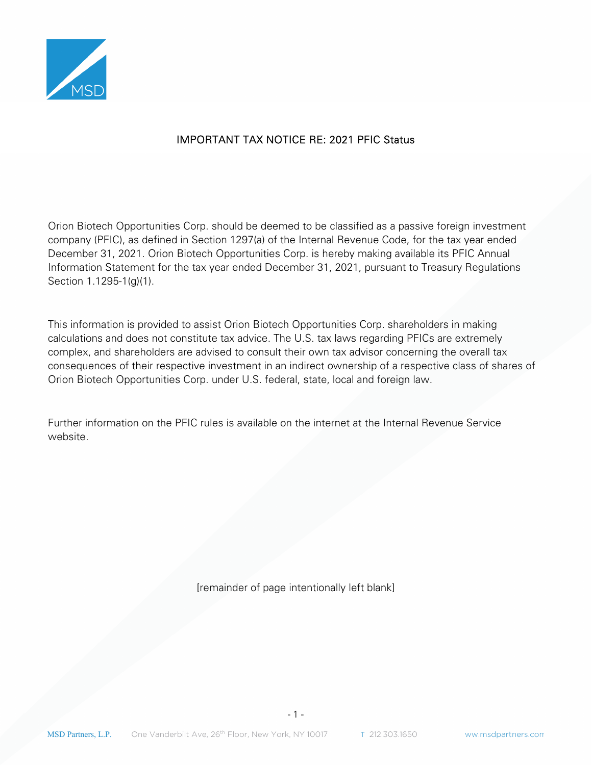# IMPORTANT TAX NOTICE RE: 2021 PFIC Status

Orion Biotech Opportunities Corp. should be deemed to be classified as a passive foreign investment company (PFIC), as defined in Section 1297(a) of the Internal Revenue Code, for the tax year ended December 31, 2021. Orion Biotech Opportunities Corp. is hereby making available its PFIC Annual Information Statement for the tax year ended December 31, 2021, pursuant to Treasury Regulations Section 1.1295-1(g)(1).

This information is provided to assist Orion Biotech Opportunities Corp. shareholders in making calculations and does not constitute tax advice. The U.S. tax laws regarding PFICs are extremely complex, and shareholders are advised to consult their own tax advisor concerning the overall tax consequences of their respective investment in an indirect ownership of a respective class of shares of Orion Biotech Opportunities Corp. under U.S. federal, state, local and foreign law.

Further information on the PFIC rules is available on the internet at the Internal Revenue Service website.

[remainder of page intentionally left blank]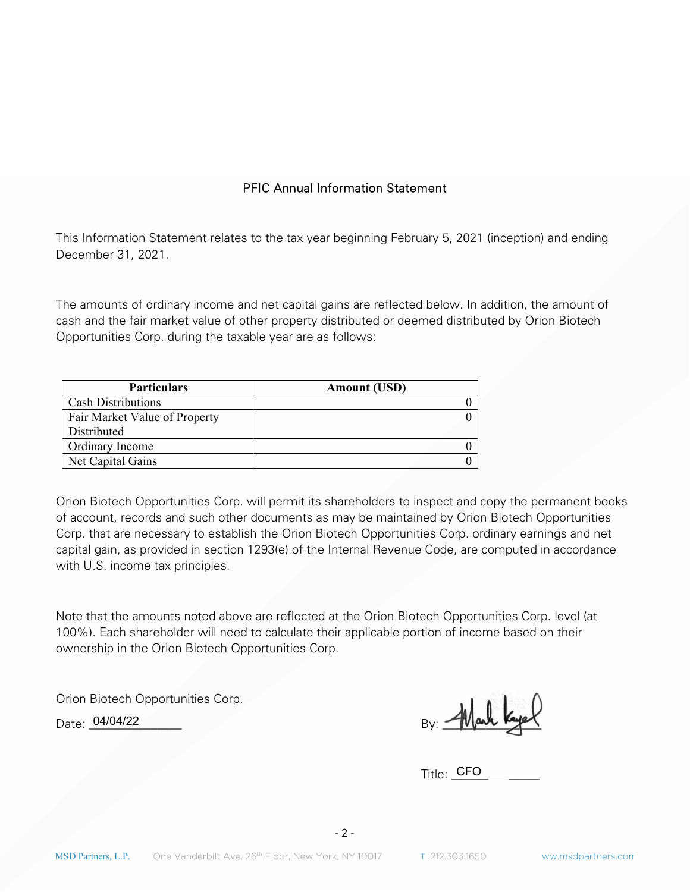# PFIC Annual Information Statement

This Information Statement relates to the tax year beginning February 5, 2021 (inception) and ending December 31, 2021.

The amounts of ordinary income and net capital gains are reflected below. In addition, the amount of cash and the fair market value of other property distributed or deemed distributed by Orion Biotech Opportunities Corp. during the taxable year are as follows:

| Particulars | Amount (USD) |
|---|---|
| Cash Distributions | 0 |
| Fair Market Value of Property Distributed | 0 |
| Ordinary Income | 0 |
| Net Capital Gains | 0 |

Orion Biotech Opportunities Corp. will permit its shareholders to inspect and copy the permanent books of account, records and such other documents as may be maintained by Orion Biotech Opportunities Corp. that are necessary to establish the Orion Biotech Opportunities Corp. ordinary earnings and net capital gain, as provided in section 1293(e) of the Internal Revenue Code, are computed in accordance with U.S. income tax principles.

Note that the amounts noted above are reflected at the Orion Biotech Opportunities Corp. level (at 100%). Each shareholder will need to calculate their applicable portion of income based on their ownership in the Orion Biotech Opportunities Corp.

Orion Biotech Opportunities Corp.

Date: 04/04/22

By: [signature]

Title: CFO

MSD Partners, L.P. One Vanderbilt Ave, 26th Floor, New York, NY 10017 T 212.303.1650 ww.msdpartners.com